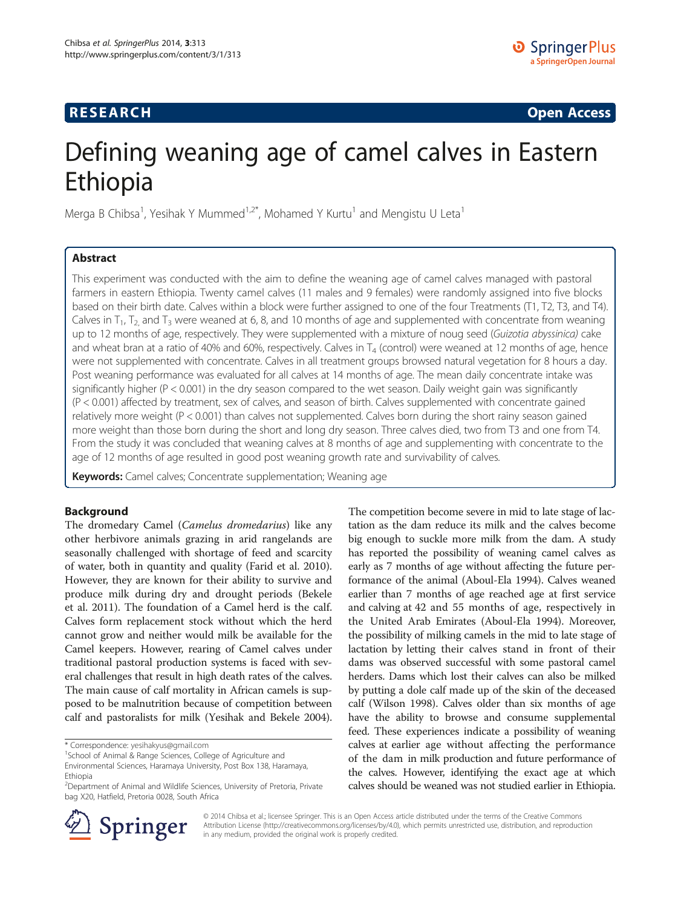**RESEARCH** **Open Access**

# Defining weaning age of camel calves in Eastern Ethiopia

Merga B Chibsa[1], Yesihak Y Mummed[1,2*], Mohamed Y Kurtu[1] and Mengistu U Leta[1]

## Abstract

This experiment was conducted with the aim to define the weaning age of camel calves managed with pastoral farmers in eastern Ethiopia. Twenty camel calves (11 males and 9 females) were randomly assigned into five blocks based on their birth date. Calves within a block were further assigned to one of the four Treatments (T1, T2, T3, and T4). Calves in $T_1$, $T_2$, and $T_3$ were weaned at 6, 8, and 10 months of age and supplemented with concentrate from weaning up to 12 months of age, respectively. They were supplemented with a mixture of noug seed (*Guizotia abyssinica)* cake and wheat bran at a ratio of 40% and 60%, respectively. Calves in $T_4$ (control) were weaned at 12 months of age, hence were not supplemented with concentrate. Calves in all treatment groups browsed natural vegetation for 8 hours a day. Post weaning performance was evaluated for all calves at 14 months of age. The mean daily concentrate intake was significantly higher ($P < 0.001$) in the dry season compared to the wet season. Daily weight gain was significantly ($P < 0.001$) affected by treatment, sex of calves, and season of birth. Calves supplemented with concentrate gained relatively more weight ($P < 0.001$) than calves not supplemented. Calves born during the short rainy season gained more weight than those born during the short and long dry season. Three calves died, two from T3 and one from T4. From the study it was concluded that weaning calves at 8 months of age and supplementing with concentrate to the age of 12 months of age resulted in good post weaning growth rate and survivability of calves.

**Keywords:** Camel calves; Concentrate supplementation; Weaning age

## Background

The dromedary Camel (*Camelus dromedarius*) like any other herbivore animals grazing in arid rangelands are seasonally challenged with shortage of feed and scarcity of water, both in quantity and quality (Farid et al. 2010). However, they are known for their ability to survive and produce milk during dry and drought periods (Bekele et al. 2011). The foundation of a Camel herd is the calf. Calves form replacement stock without which the herd cannot grow and neither would milk be available for the Camel keepers. However, rearing of Camel calves under traditional pastoral production systems is faced with several challenges that result in high death rates of the calves. The main cause of calf mortality in African camels is supposed to be malnutrition because of competition between calf and pastoralists for milk (Yesihak and Bekele 2004). The competition become severe in mid to late stage of lactation as the dam reduce its milk and the calves become big enough to suckle more milk from the dam. A study has reported the possibility of weaning camel calves as early as 7 months of age without affecting the future performance of the animal (Aboul-Ela 1994). Calves weaned earlier than 7 months of age reached age at first service and calving at 42 and 55 months of age, respectively in the United Arab Emirates (Aboul-Ela 1994). Moreover, the possibility of milking camels in the mid to late stage of lactation by letting their calves stand in front of their dams was observed successful with some pastoral camel herders. Dams which lost their calves can also be milked by putting a dole calf made up of the skin of the deceased calf (Wilson 1998). Calves older than six months of age have the ability to browse and consume supplemental feed. These experiences indicate a possibility of weaning calves at earlier age without affecting the performance of the dam in milk production and future performance of the calves. However, identifying the exact age at which calves should be weaned was not studied earlier in Ethiopia.

\* Correspondence: yesihakyus@gmail.com
[1]School of Animal & Range Sciences, College of Agriculture and Environmental Sciences, Haramaya University, Post Box 138, Haramaya, Ethiopia
[2]Department of Animal and Wildlife Sciences, University of Pretoria, Private bag X20, Hatfield, Pretoria 0028, South Africa

© 2014 Chibsa et al.; licensee Springer. This is an Open Access article distributed under the terms of the Creative Commons Attribution License (http://creativecommons.org/licenses/by/4.0), which permits unrestricted use, distribution, and reproduction in any medium, provided the original work is properly credited.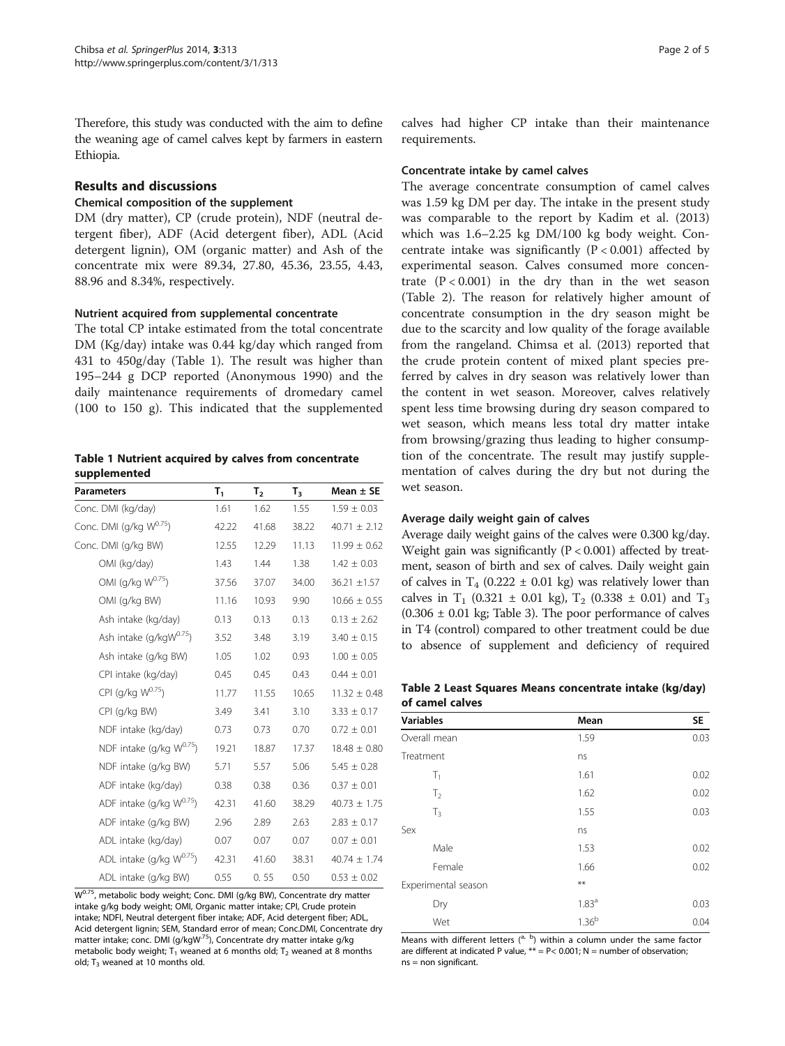Therefore, this study was conducted with the aim to define the weaning age of camel calves kept by farmers in eastern Ethiopia.

## Results and discussions

### Chemical composition of the supplement

DM (dry matter), CP (crude protein), NDF (neutral detergent fiber), ADF (Acid detergent fiber), ADL (Acid detergent lignin), OM (organic matter) and Ash of the concentrate mix were 89.34, 27.80, 45.36, 23.55, 4.43, 88.96 and 8.34%, respectively.

### Nutrient acquired from supplemental concentrate

The total CP intake estimated from the total concentrate DM (Kg/day) intake was 0.44 kg/day which ranged from 431 to 450g/day (Table 1). The result was higher than 195–244 g DCP reported (Anonymous 1990) and the daily maintenance requirements of dromedary camel (100 to 150 g). This indicated that the supplemented calves had higher CP intake than their maintenance requirements.

**Table 1 Nutrient acquired by calves from concentrate supplemented**

| Parameters | $T_1$ | $T_2$ | $T_3$ | Mean ± SE |
|---|---|---|---|---|
| Conc. DMI (kg/day) | 1.61 | 1.62 | 1.55 | 1.59 ± 0.03 |
| Conc. DMI (g/kg $W^{0.75}$) | 42.22 | 41.68 | 38.22 | 40.71 ± 2.12 |
| Conc. DMI (g/kg BW) | 12.55 | 12.29 | 11.13 | 11.99 ± 0.62 |
| OMI (kg/day) | 1.43 | 1.44 | 1.38 | 1.42 ± 0.03 |
| OMI (g/kg $W^{0.75}$) | 37.56 | 37.07 | 34.00 | 36.21 ±1.57 |
| OMI (g/kg BW) | 11.16 | 10.93 | 9.90 | 10.66 ± 0.55 |
| Ash intake (kg/day) | 0.13 | 0.13 | 0.13 | 0.13 ± 2.62 |
| Ash intake (g/kg$W^{0.75}$) | 3.52 | 3.48 | 3.19 | 3.40 ± 0.15 |
| Ash intake (g/kg BW) | 1.05 | 1.02 | 0.93 | 1.00 ± 0.05 |
| CPI intake (kg/day) | 0.45 | 0.45 | 0.43 | 0.44 ± 0.01 |
| CPI (g/kg $W^{0.75}$) | 11.77 | 11.55 | 10.65 | 11.32 ± 0.48 |
| CPI (g/kg BW) | 3.49 | 3.41 | 3.10 | 3.33 ± 0.17 |
| NDF intake (kg/day) | 0.73 | 0.73 | 0.70 | 0.72 ± 0.01 |
| NDF intake (g/kg $W^{0.75}$) | 19.21 | 18.87 | 17.37 | 18.48 ± 0.80 |
| NDF intake (g/kg BW) | 5.71 | 5.57 | 5.06 | 5.45 ± 0.28 |
| ADF intake (kg/day) | 0.38 | 0.38 | 0.36 | 0.37 ± 0.01 |
| ADF intake (g/kg $W^{0.75}$) | 42.31 | 41.60 | 38.29 | 40.73 ± 1.75 |
| ADF intake (g/kg BW) | 2.96 | 2.89 | 2.63 | 2.83 ± 0.17 |
| ADL intake (kg/day) | 0.07 | 0.07 | 0.07 | 0.07 ± 0.01 |
| ADL intake (g/kg $W^{0.75}$) | 42.31 | 41.60 | 38.31 | 40.74 ± 1.74 |
| ADL intake (g/kg BW) | 0.55 | 0. 55 | 0.50 | 0.53 ± 0.02 |

$W^{0.75}$, metabolic body weight; Conc. DMI (g/kg BW), Concentrate dry matter intake g/kg body weight; OMI, Organic matter intake; CPI, Crude protein intake; NDFI, Neutral detergent fiber intake; ADF, Acid detergent fiber; ADL, Acid detergent lignin; SEM, Standard error of mean; Conc.DMI, Concentrate dry matter intake; conc. DMI (g/kg$W^{.75}$), Concentrate dry matter intake g/kg metabolic body weight; $T_1$ weaned at 6 months old; $T_2$ weaned at 8 months old; $T_3$ weaned at 10 months old.

### Concentrate intake by camel calves

The average concentrate consumption of camel calves was 1.59 kg DM per day. The intake in the present study was comparable to the report by Kadim et al. (2013) which was 1.6–2.25 kg DM/100 kg body weight. Concentrate intake was significantly ($P < 0.001$) affected by experimental season. Calves consumed more concentrate ($P < 0.001$) in the dry than in the wet season (Table 2). The reason for relatively higher amount of concentrate consumption in the dry season might be due to the scarcity and low quality of the forage available from the rangeland. Chimsa et al. (2013) reported that the crude protein content of mixed plant species preferred by calves in dry season was relatively lower than the content in wet season. Moreover, calves relatively spent less time browsing during dry season compared to wet season, which means less total dry matter intake from browsing/grazing thus leading to higher consumption of the concentrate. The result may justify supplementation of calves during the dry but not during the wet season.

### Average daily weight gain of calves

Average daily weight gains of the calves were 0.300 kg/day. Weight gain was significantly ($P < 0.001$) affected by treatment, season of birth and sex of calves. Daily weight gain of calves in $T_4$ (0.222 ± 0.01 kg) was relatively lower than calves in $T_1$ (0.321 ± 0.01 kg), $T_2$ (0.338 ± 0.01) and $T_3$ (0.306 ± 0.01 kg; Table 3). The poor performance of calves in T4 (control) compared to other treatment could be due to absence of supplement and deficiency of required

**Table 2 Least Squares Means concentrate intake (kg/day) of camel calves**

| Variables | Mean | SE |
|---|---|---|
| Overall mean | 1.59 | 0.03 |
| Treatment | ns | |
| $T_1$ | 1.61 | 0.02 |
| $T_2$ | 1.62 | 0.02 |
| $T_3$ | 1.55 | 0.03 |
| Sex | ns | |
| Male | 1.53 | 0.02 |
| Female | 1.66 | 0.02 |
| Experimental season | ** | |
| Dry | $1.83^a$ | 0.03 |
| Wet | $1.36^b$ | 0.04 |

Means with different letters ($^{a,\ b}$) within a column under the same factor are different at indicated P value, ** = $P < 0.001$; N = number of observation; ns = non significant.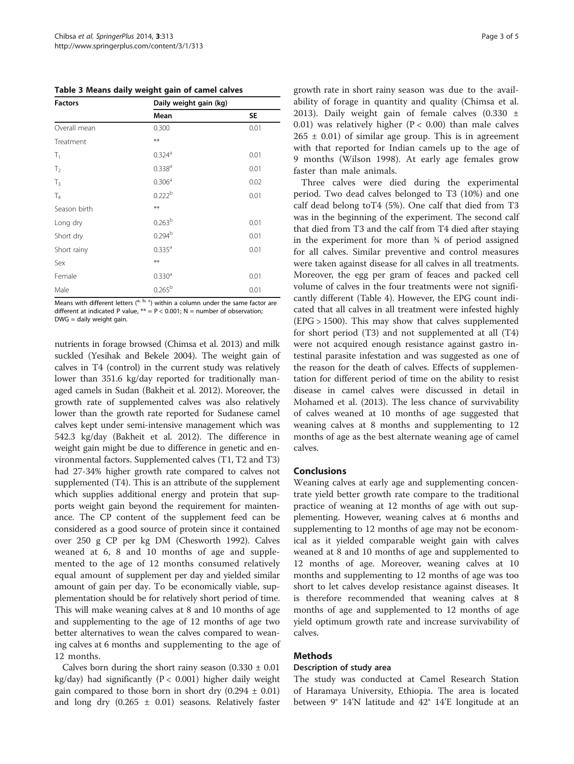**Table 3 Means daily weight gain of camel calves**

| Factors | Daily weight gain (kg) | |
|---|---|---|
| | Mean | SE |
| Overall mean | 0.300 | 0.01 |
| Treatment | ** | |
| $T_1$ | 0.324[a] | 0.01 |
| $T_2$ | 0.338[a] | 0.01 |
| $T_3$ | 0.306[a] | 0.02 |
| $T_4$ | 0.222[b] | 0.01 |
| Season birth | ** | |
| Long dry | 0.263[b] | 0.01 |
| Short dry | 0.294[b] | 0.01 |
| Short rainy | 0.335[a] | 0.01 |
| Sex | ** | |
| Female | 0.330[a] | 0.01 |
| Male | 0.265[b] | 0.01 |

Means with different letters ([a, b, c]) within a column under the same factor are different at indicated P value, ** = $P < 0.001$; N = number of observation; DWG = daily weight gain.

nutrients in forage browsed (Chimsa et al. 2013) and milk suckled (Yesihak and Bekele 2004). The weight gain of calves in T4 (control) in the current study was relatively lower than 351.6 kg/day reported for traditionally managed camels in Sudan (Bakheit et al. 2012). Moreover, the growth rate of supplemented calves was also relatively lower than the growth rate reported for Sudanese camel calves kept under semi-intensive management which was 542.3 kg/day (Bakheit et al. 2012). The difference in weight gain might be due to difference in genetic and environmental factors. Supplemented calves (T1, T2 and T3) had 27-34% higher growth rate compared to calves not supplemented (T4). This is an attribute of the supplement which supplies additional energy and protein that supports weight gain beyond the requirement for maintenance. The CP content of the supplement feed can be considered as a good source of protein since it contained over 250 g CP per kg DM (Chesworth 1992). Calves weaned at 6, 8 and 10 months of age and supplemented to the age of 12 months consumed relatively equal amount of supplement per day and yielded similar amount of gain per day. To be economically viable, supplementation should be for relatively short period of time. This will make weaning calves at 8 and 10 months of age and supplementing to the age of 12 months of age two better alternatives to wean the calves compared to weaning calves at 6 months and supplementing to the age of 12 months.

Calves born during the short rainy season (0.330 ± 0.01 kg/day) had significantly ($P < 0.001$) higher daily weight gain compared to those born in short dry (0.294 ± 0.01) and long dry (0.265 ± 0.01) seasons. Relatively faster growth rate in short rainy season was due to the availability of forage in quantity and quality (Chimsa et al. 2013). Daily weight gain of female calves (0.330 ± 0.01) was relatively higher ($P < 0.00$) than male calves 265 ± 0.01) of similar age group. This is in agreement with that reported for Indian camels up to the age of 9 months (Wilson 1998). At early age females grow faster than male animals.

Three calves were died during the experimental period. Two dead calves belonged to T3 (10%) and one calf dead belong toT4 (5%). One calf that died from T3 was in the beginning of the experiment. The second calf that died from T3 and the calf from T4 died after staying in the experiment for more than ¾ of period assigned for all calves. Similar preventive and control measures were taken against disease for all calves in all treatments. Moreover, the egg per gram of feaces and packed cell volume of calves in the four treatments were not significantly different (Table 4). However, the EPG count indicated that all calves in all treatment were infested highly (EPG > 1500). This may show that calves supplemented for short period (T3) and not supplemented at all (T4) were not acquired enough resistance against gastro intestinal parasite infestation and was suggested as one of the reason for the death of calves. Effects of supplementation for different period of time on the ability to resist disease in camel calves were discussed in detail in Mohamed et al. (2013). The less chance of survivability of calves weaned at 10 months of age suggested that weaning calves at 8 months and supplementing to 12 months of age as the best alternate weaning age of camel calves.

## Conclusions

Weaning calves at early age and supplementing concentrate yield better growth rate compare to the traditional practice of weaning at 12 months of age with out supplementing. However, weaning calves at 6 months and supplementing to 12 months of age may not be economical as it yielded comparable weight gain with calves weaned at 8 and 10 months of age and supplemented to 12 months of age. Moreover, weaning calves at 10 months and supplementing to 12 months of age was too short to let calves develop resistance against diseases. It is therefore recommended that weaning calves at 8 months of age and supplemented to 12 months of age yield optimum growth rate and increase survivability of calves.

## Methods

### Description of study area

The study was conducted at Camel Research Station of Haramaya University, Ethiopia. The area is located between 9° 14′N latitude and 42° 14′E longitude at an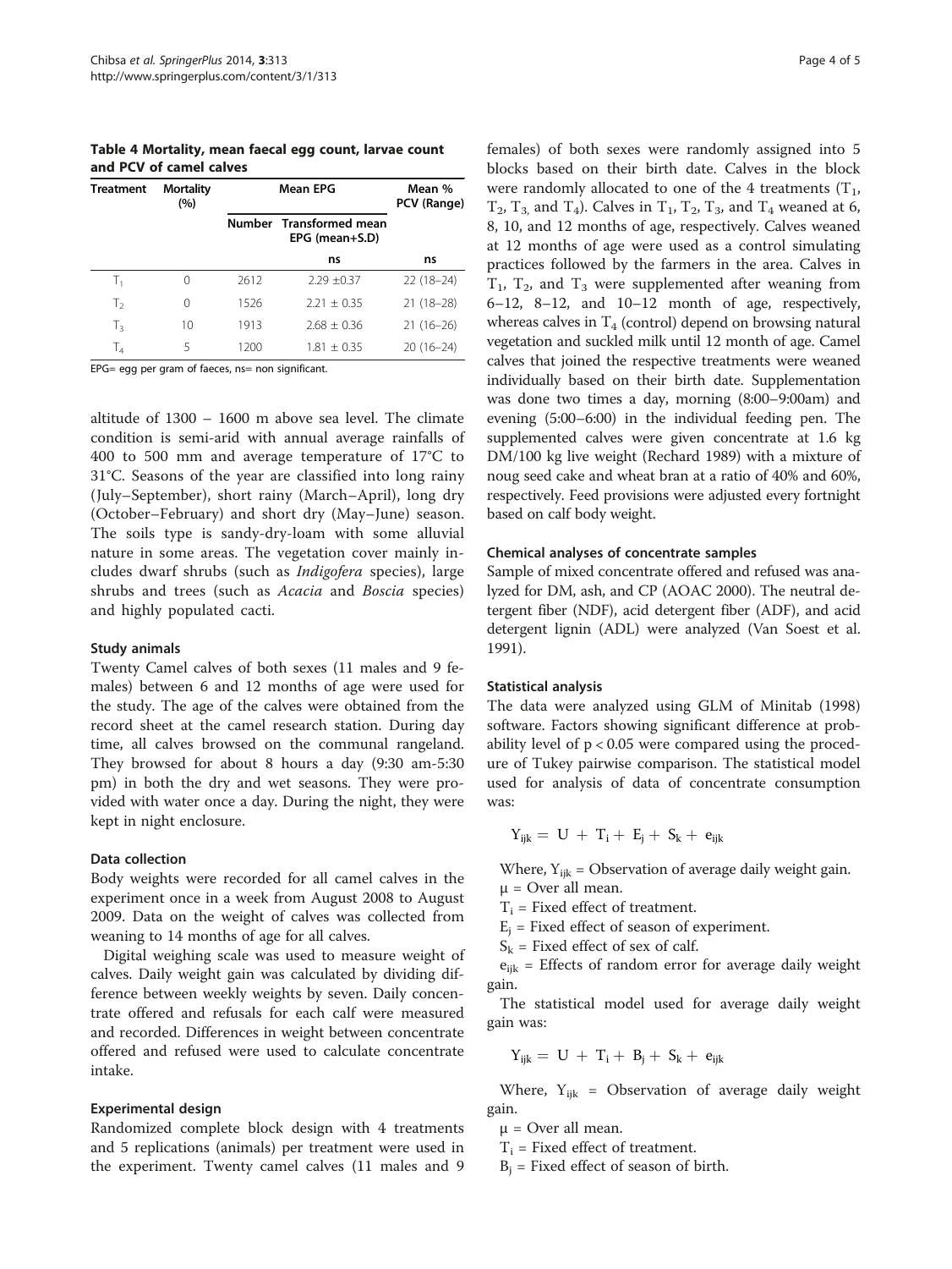**Table 4 Mortality, mean faecal egg count, larvae count and PCV of camel calves**

| Treatment | Mortality (%) | Mean EPG | | Mean % PCV (Range) |
|---|---|---|---|---|
| | | Number | Transformed mean EPG (mean+S.D) | |
| | | | ns | ns |
| $T_1$ | 0 | 2612 | 2.29 ±0.37 | 22 (18–24) |
| $T_2$ | 0 | 1526 | 2.21 ± 0.35 | 21 (18–28) |
| $T_3$ | 10 | 1913 | 2.68 ± 0.36 | 21 (16–26) |
| $T_4$ | 5 | 1200 | 1.81 ± 0.35 | 20 (16–24) |

EPG= egg per gram of faeces, ns= non significant.

altitude of 1300 – 1600 m above sea level. The climate condition is semi-arid with annual average rainfalls of 400 to 500 mm and average temperature of 17°C to 31°C. Seasons of the year are classified into long rainy (July–September), short rainy (March–April), long dry (October–February) and short dry (May–June) season. The soils type is sandy-dry-loam with some alluvial nature in some areas. The vegetation cover mainly includes dwarf shrubs (such as *Indigofera* species), large shrubs and trees (such as *Acacia* and *Boscia* species) and highly populated cacti.

### Study animals

Twenty Camel calves of both sexes (11 males and 9 females) between 6 and 12 months of age were used for the study. The age of the calves were obtained from the record sheet at the camel research station. During day time, all calves browsed on the communal rangeland. They browsed for about 8 hours a day (9:30 am-5:30 pm) in both the dry and wet seasons. They were provided with water once a day. During the night, they were kept in night enclosure.

### Data collection

Body weights were recorded for all camel calves in the experiment once in a week from August 2008 to August 2009. Data on the weight of calves was collected from weaning to 14 months of age for all calves.

Digital weighing scale was used to measure weight of calves. Daily weight gain was calculated by dividing difference between weekly weights by seven. Daily concentrate offered and refusals for each calf were measured and recorded. Differences in weight between concentrate offered and refused were used to calculate concentrate intake.

### Experimental design

Randomized complete block design with 4 treatments and 5 replications (animals) per treatment were used in the experiment. Twenty camel calves (11 males and 9 females) of both sexes were randomly assigned into 5 blocks based on their birth date. Calves in the block were randomly allocated to one of the 4 treatments ($T_1$, $T_2$, $T_3$, and $T_4$). Calves in $T_1$, $T_2$, $T_3$, and $T_4$ weaned at 6, 8, 10, and 12 months of age, respectively. Calves weaned at 12 months of age were used as a control simulating practices followed by the farmers in the area. Calves in $T_1$, $T_2$, and $T_3$ were supplemented after weaning from 6–12, 8–12, and 10–12 month of age, respectively, whereas calves in $T_4$ (control) depend on browsing natural vegetation and suckled milk until 12 month of age. Camel calves that joined the respective treatments were weaned individually based on their birth date. Supplementation was done two times a day, morning (8:00–9:00am) and evening (5:00–6:00) in the individual feeding pen. The supplemented calves were given concentrate at 1.6 kg DM/100 kg live weight (Rechard 1989) with a mixture of noug seed cake and wheat bran at a ratio of 40% and 60%, respectively. Feed provisions were adjusted every fortnight based on calf body weight.

### Chemical analyses of concentrate samples

Sample of mixed concentrate offered and refused was analyzed for DM, ash, and CP (AOAC 2000). The neutral detergent fiber (NDF), acid detergent fiber (ADF), and acid detergent lignin (ADL) were analyzed (Van Soest et al. 1991).

### Statistical analysis

The data were analyzed using GLM of Minitab (1998) software. Factors showing significant difference at probability level of $p < 0.05$ were compared using the procedure of Tukey pairwise comparison. The statistical model used for analysis of data of concentrate consumption was:

$$Y_{ijk} = U + T_i + E_j + S_k + e_{ijk}$$

Where, $Y_{ijk}$ = Observation of average daily weight gain.
$\mu$ = Over all mean.
$T_i$ = Fixed effect of treatment.
$E_j$ = Fixed effect of season of experiment.
$S_k$ = Fixed effect of sex of calf.
$e_{ijk}$ = Effects of random error for average daily weight gain.

The statistical model used for average daily weight gain was:

$$Y_{ijk} = U + T_i + B_j + S_k + e_{ijk}$$

Where, $Y_{ijk}$ = Observation of average daily weight gain.
$\mu$ = Over all mean.
$T_i$ = Fixed effect of treatment.
$B_j$ = Fixed effect of season of birth.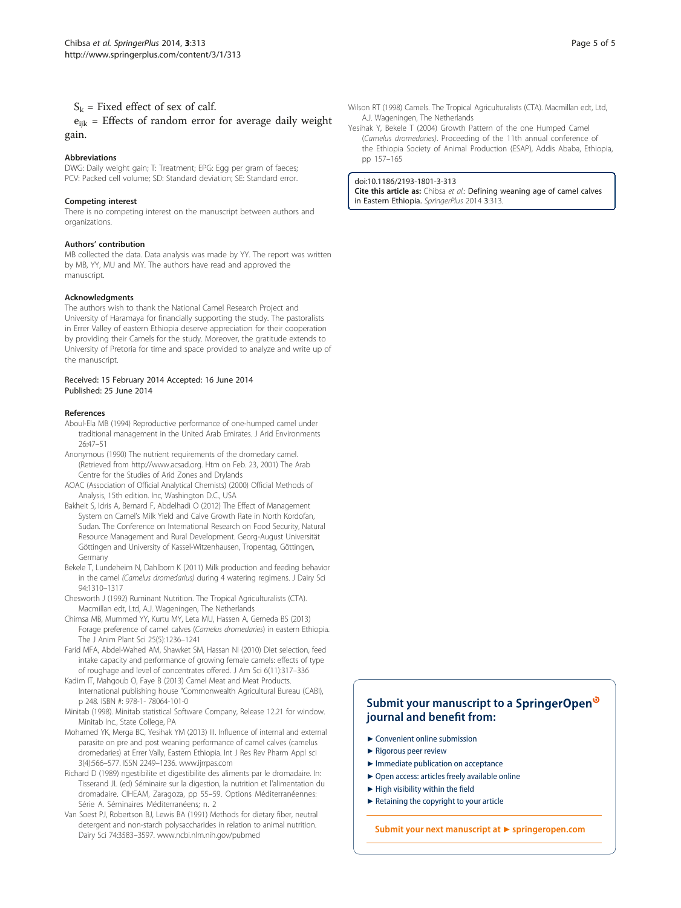$S_k$ = Fixed effect of sex of calf.

$e_{ijk}$ = Effects of random error for average daily weight gain.

### Abbreviations

DWG: Daily weight gain; T: Treatment; EPG: Egg per gram of faeces; PCV: Packed cell volume; SD: Standard deviation; SE: Standard error.

### Competing interest

There is no competing interest on the manuscript between authors and organizations.

### Authors' contribution

MB collected the data. Data analysis was made by YY. The report was written by MB, YY, MU and MY. The authors have read and approved the manuscript.

### Acknowledgments

The authors wish to thank the National Camel Research Project and University of Haramaya for financially supporting the study. The pastoralists in Errer Valley of eastern Ethiopia deserve appreciation for their cooperation by providing their Camels for the study. Moreover, the gratitude extends to University of Pretoria for time and space provided to analyze and write up of the manuscript.

Received: 15 February 2014 Accepted: 16 June 2014
Published: 25 June 2014

### References

Aboul-Ela MB (1994) Reproductive performance of one-humped camel under traditional management in the United Arab Emirates. J Arid Environments 26:47–51

Anonymous (1990) The nutrient requirements of the dromedary camel. (Retrieved from http://www.acsad.org. Htm on Feb. 23, 2001) The Arab Centre for the Studies of Arid Zones and Drylands

AOAC (Association of Official Analytical Chemists) (2000) Official Methods of Analysis, 15th edition. Inc, Washington D.C., USA

Bakheit S, Idris A, Bernard F, Abdelhadi O (2012) The Effect of Management System on Camel's Milk Yield and Calve Growth Rate in North Kordofan, Sudan. The Conference on International Research on Food Security, Natural Resource Management and Rural Development. Georg-August Universität Göttingen and University of Kassel-Witzenhausen, Tropentag, Göttingen, Germany

Bekele T, Lundeheim N, Dahlborn K (2011) Milk production and feeding behavior in the camel *(Camelus dromedarius)* during 4 watering regimens. J Dairy Sci 94:1310–1317

Chesworth J (1992) Ruminant Nutrition. The Tropical Agriculturalists (CTA). Macmillan edt, Ltd, A.J. Wageningen, The Netherlands

Chimsa MB, Mummed YY, Kurtu MY, Leta MU, Hassen A, Gemeda BS (2013) Forage preference of camel calves (*Camelus dromedaries*) in eastern Ethiopia. The J Anim Plant Sci 25(5):1236–1241

Farid MFA, Abdel-Wahed AM, Shawket SM, Hassan NI (2010) Diet selection, feed intake capacity and performance of growing female camels: effects of type of roughage and level of concentrates offered. J Am Sci 6(11):317–336

Kadim IT, Mahgoub O, Faye B (2013) Camel Meat and Meat Products. International publishing house "Commonwealth Agricultural Bureau (CABI), p 248. ISBN #: 978-1- 78064-101-0

Minitab (1998). Minitab statistical Software Company, Release 12.21 for window. Minitab Inc., State College, PA

Mohamed YK, Merga BC, Yesihak YM (2013) III. Influence of internal and external parasite on pre and post weaning performance of camel calves (camelus dromedaries) at Errer Vally, Eastern Ethiopia. Int J Res Rev Pharm Appl sci 3(4):566–577. ISSN 2249–1236. www.ijrrpas.com

Richard D (1989) ngestibilite et digestibilite des aliments par le dromadaire. In: Tisserand JL (ed) Séminaire sur la digestion, la nutrition et l'alimentation du dromadaire. CIHEAM, Zaragoza, pp 55–59. Options Méditerranéennes: Série A. Séminaires Méditerranéens; n. 2

Van Soest PJ, Robertson BJ, Lewis BA (1991) Methods for dietary fiber, neutral detergent and non-starch polysaccharides in relation to animal nutrition. Dairy Sci 74:3583–3597. www.ncbi.nlm.nih.gov/pubmed

Wilson RT (1998) Camels. The Tropical Agriculturalists (CTA). Macmillan edt, Ltd, A.J. Wageningen, The Netherlands

Yesihak Y, Bekele T (2004) Growth Pattern of the one Humped Camel (*Camelus dromedaries)*. Proceeding of the 11th annual conference of the Ethiopia Society of Animal Production (ESAP), Addis Ababa, Ethiopia, pp 157–165

doi:10.1186/2193-1801-3-313
**Cite this article as:** Chibsa *et al.*: Defining weaning age of camel calves in Eastern Ethiopia. *SpringerPlus* 2014 **3**:313.

**Submit your manuscript to a SpringerOpen journal and benefit from:**

- ► Convenient online submission
- ► Rigorous peer review
- ► Immediate publication on acceptance
- ► Open access: articles freely available online
- ► High visibility within the field
- ► Retaining the copyright to your article

**Submit your next manuscript at ► springeropen.com**